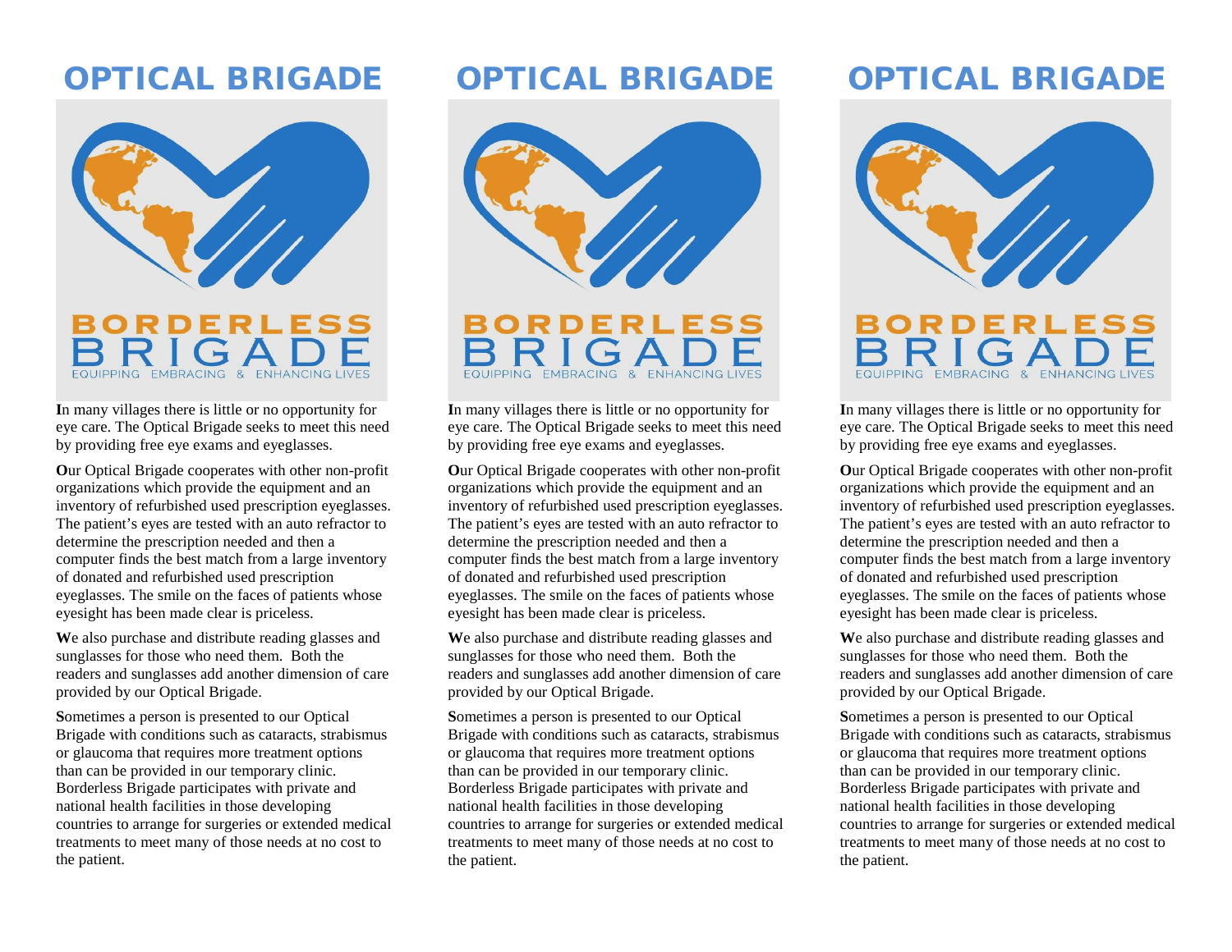# OPTICAL BRIGADE

BORDERLESS
BRIGADE
EQUIPPING EMBRACING & ENHANCING LIVES

**I**n many villages there is little or no opportunity for eye care. The Optical Brigade seeks to meet this need by providing free eye exams and eyeglasses.

**O**ur Optical Brigade cooperates with other non-profit organizations which provide the equipment and an inventory of refurbished used prescription eyeglasses. The patient's eyes are tested with an auto refractor to determine the prescription needed and then a computer finds the best match from a large inventory of donated and refurbished used prescription eyeglasses. The smile on the faces of patients whose eyesight has been made clear is priceless.

**W**e also purchase and distribute reading glasses and sunglasses for those who need them. Both the readers and sunglasses add another dimension of care provided by our Optical Brigade.

**S**ometimes a person is presented to our Optical Brigade with conditions such as cataracts, strabismus or glaucoma that requires more treatment options than can be provided in our temporary clinic. Borderless Brigade participates with private and national health facilities in those developing countries to arrange for surgeries or extended medical treatments to meet many of those needs at no cost to the patient.

# OPTICAL BRIGADE

BORDERLESS
BRIGADE
EQUIPPING EMBRACING & ENHANCING LIVES

**I**n many villages there is little or no opportunity for eye care. The Optical Brigade seeks to meet this need by providing free eye exams and eyeglasses.

**O**ur Optical Brigade cooperates with other non-profit organizations which provide the equipment and an inventory of refurbished used prescription eyeglasses. The patient's eyes are tested with an auto refractor to determine the prescription needed and then a computer finds the best match from a large inventory of donated and refurbished used prescription eyeglasses. The smile on the faces of patients whose eyesight has been made clear is priceless.

**W**e also purchase and distribute reading glasses and sunglasses for those who need them. Both the readers and sunglasses add another dimension of care provided by our Optical Brigade.

**S**ometimes a person is presented to our Optical Brigade with conditions such as cataracts, strabismus or glaucoma that requires more treatment options than can be provided in our temporary clinic. Borderless Brigade participates with private and national health facilities in those developing countries to arrange for surgeries or extended medical treatments to meet many of those needs at no cost to the patient.

# OPTICAL BRIGADE

BORDERLESS
BRIGADE
EQUIPPING EMBRACING & ENHANCING LIVES

**I**n many villages there is little or no opportunity for eye care. The Optical Brigade seeks to meet this need by providing free eye exams and eyeglasses.

**O**ur Optical Brigade cooperates with other non-profit organizations which provide the equipment and an inventory of refurbished used prescription eyeglasses. The patient's eyes are tested with an auto refractor to determine the prescription needed and then a computer finds the best match from a large inventory of donated and refurbished used prescription eyeglasses. The smile on the faces of patients whose eyesight has been made clear is priceless.

**W**e also purchase and distribute reading glasses and sunglasses for those who need them. Both the readers and sunglasses add another dimension of care provided by our Optical Brigade.

**S**ometimes a person is presented to our Optical Brigade with conditions such as cataracts, strabismus or glaucoma that requires more treatment options than can be provided in our temporary clinic. Borderless Brigade participates with private and national health facilities in those developing countries to arrange for surgeries or extended medical treatments to meet many of those needs at no cost to the patient.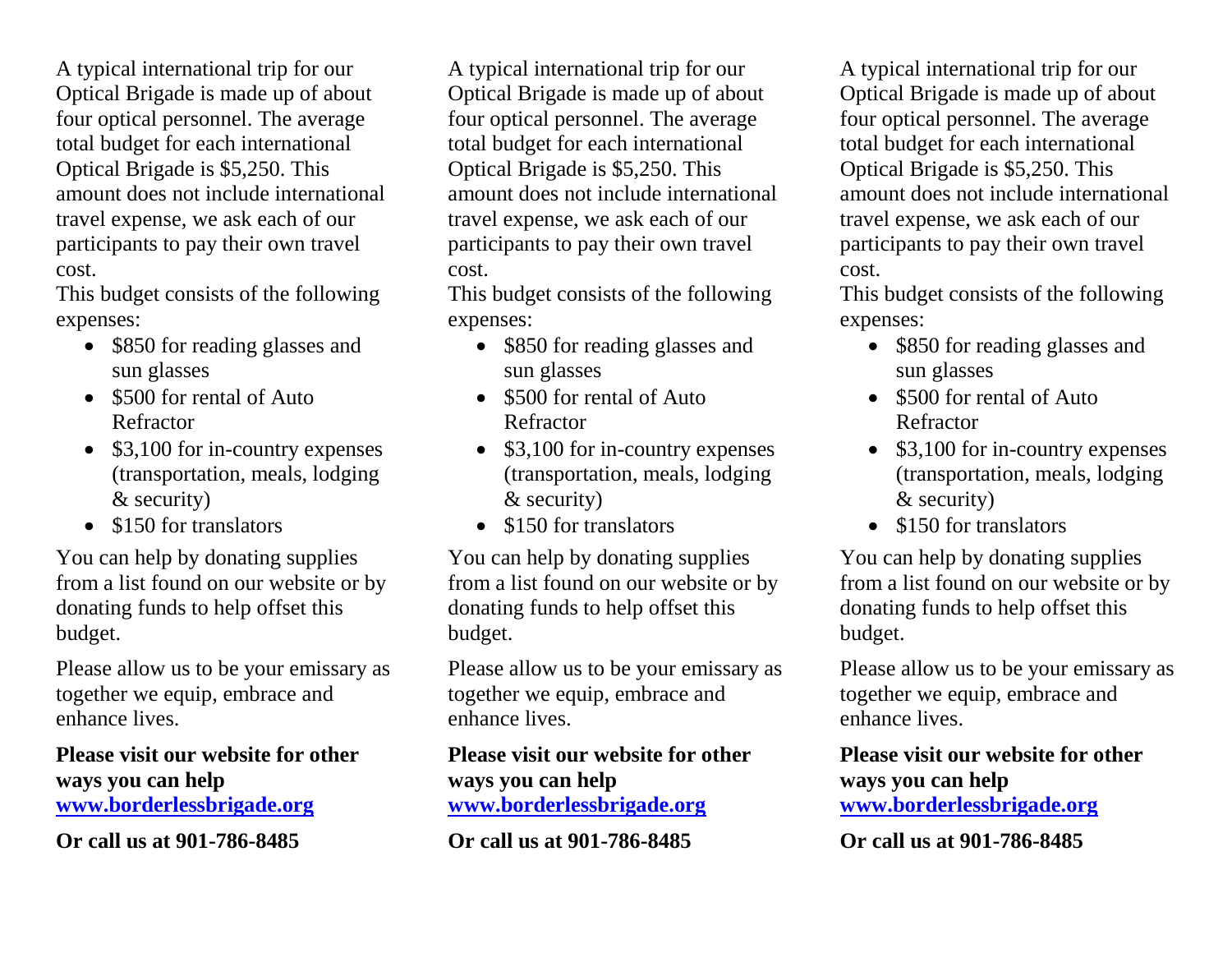A typical international trip for our Optical Brigade is made up of about four optical personnel. The average total budget for each international Optical Brigade is $5,250. This amount does not include international travel expense, we ask each of our participants to pay their own travel cost.
This budget consists of the following expenses:

- $850 for reading glasses and sun glasses
- $500 for rental of Auto Refractor
- $3,100 for in-country expenses (transportation, meals, lodging & security)
- $150 for translators

You can help by donating supplies from a list found on our website or by donating funds to help offset this budget.

Please allow us to be your emissary as together we equip, embrace and enhance lives.

**Please visit our website for other ways you can help**
**[www.borderlessbrigade.org](http://www.borderlessbrigade.org)**

**Or call us at 901-786-8485**

A typical international trip for our Optical Brigade is made up of about four optical personnel. The average total budget for each international Optical Brigade is $5,250. This amount does not include international travel expense, we ask each of our participants to pay their own travel cost.
This budget consists of the following expenses:

- $850 for reading glasses and sun glasses
- $500 for rental of Auto Refractor
- $3,100 for in-country expenses (transportation, meals, lodging & security)
- $150 for translators

You can help by donating supplies from a list found on our website or by donating funds to help offset this budget.

Please allow us to be your emissary as together we equip, embrace and enhance lives.

**Please visit our website for other ways you can help**
**[www.borderlessbrigade.org](http://www.borderlessbrigade.org)**

**Or call us at 901-786-8485**

A typical international trip for our Optical Brigade is made up of about four optical personnel. The average total budget for each international Optical Brigade is $5,250. This amount does not include international travel expense, we ask each of our participants to pay their own travel cost.
This budget consists of the following expenses:

- $850 for reading glasses and sun glasses
- $500 for rental of Auto Refractor
- $3,100 for in-country expenses (transportation, meals, lodging & security)
- $150 for translators

You can help by donating supplies from a list found on our website or by donating funds to help offset this budget.

Please allow us to be your emissary as together we equip, embrace and enhance lives.

**Please visit our website for other ways you can help**
**[www.borderlessbrigade.org](http://www.borderlessbrigade.org)**

**Or call us at 901-786-8485**